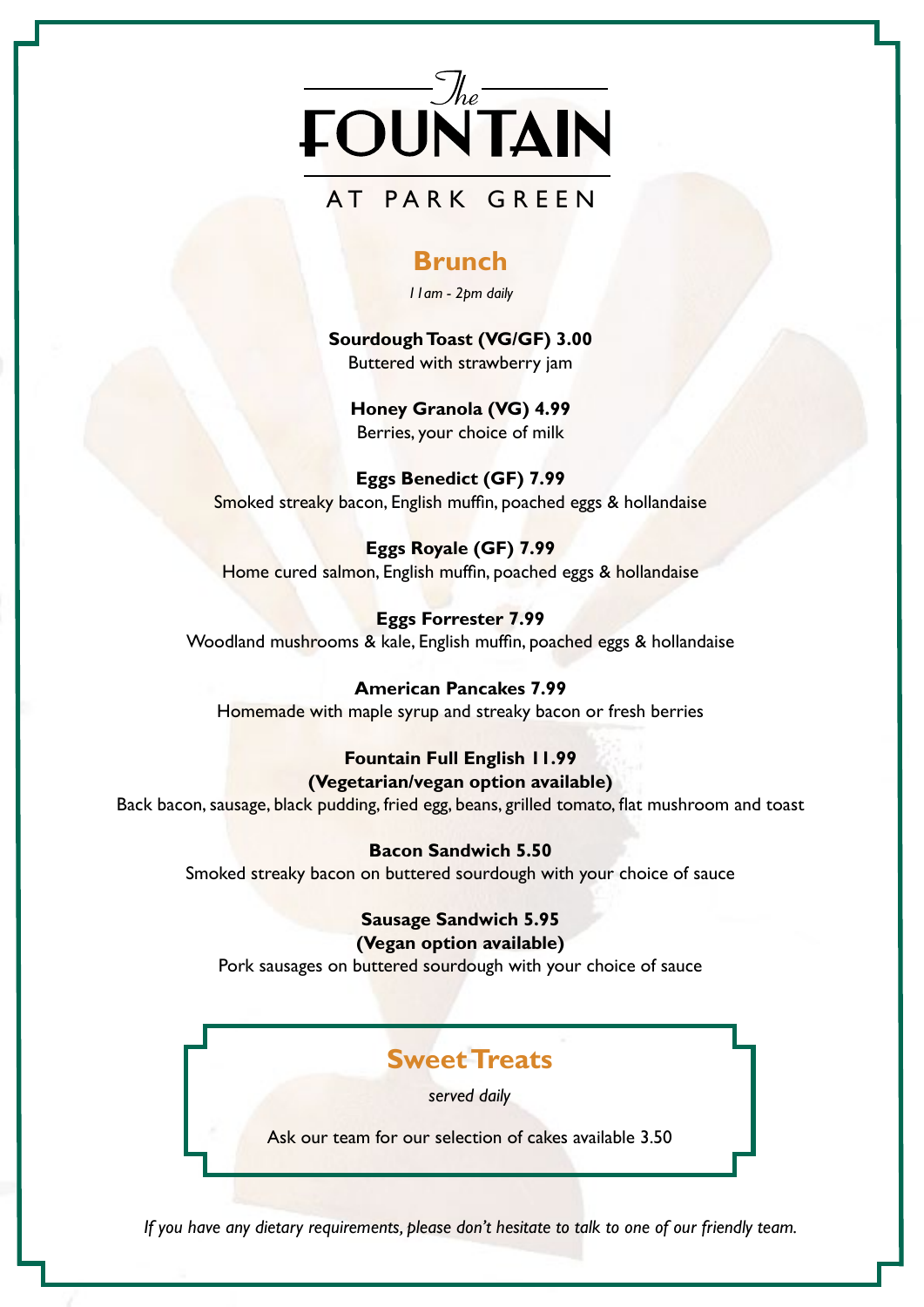# *The* FOUNTAIN

AT PARK GREEN

## Brunch

*11am - 2pm daily*

**Sourdough Toast (VG/GF) 3.00**
Buttered with strawberry jam

**Honey Granola (VG) 4.99**
Berries, your choice of milk

**Eggs Benedict (GF) 7.99**
Smoked streaky bacon, English muffin, poached eggs & hollandaise

**Eggs Royale (GF) 7.99**
Home cured salmon, English muffin, poached eggs & hollandaise

**Eggs Forrester 7.99**
Woodland mushrooms & kale, English muffin, poached eggs & hollandaise

**American Pancakes 7.99**
Homemade with maple syrup and streaky bacon or fresh berries

**Fountain Full English 11.99**
**(Vegetarian/vegan option available)**
Back bacon, sausage, black pudding, fried egg, beans, grilled tomato, flat mushroom and toast

**Bacon Sandwich 5.50**
Smoked streaky bacon on buttered sourdough with your choice of sauce

**Sausage Sandwich 5.95**
**(Vegan option available)**
Pork sausages on buttered sourdough with your choice of sauce

## Sweet Treats

*served daily*

Ask our team for our selection of cakes available 3.50

*If you have any dietary requirements, please don't hesitate to talk to one of our friendly team.*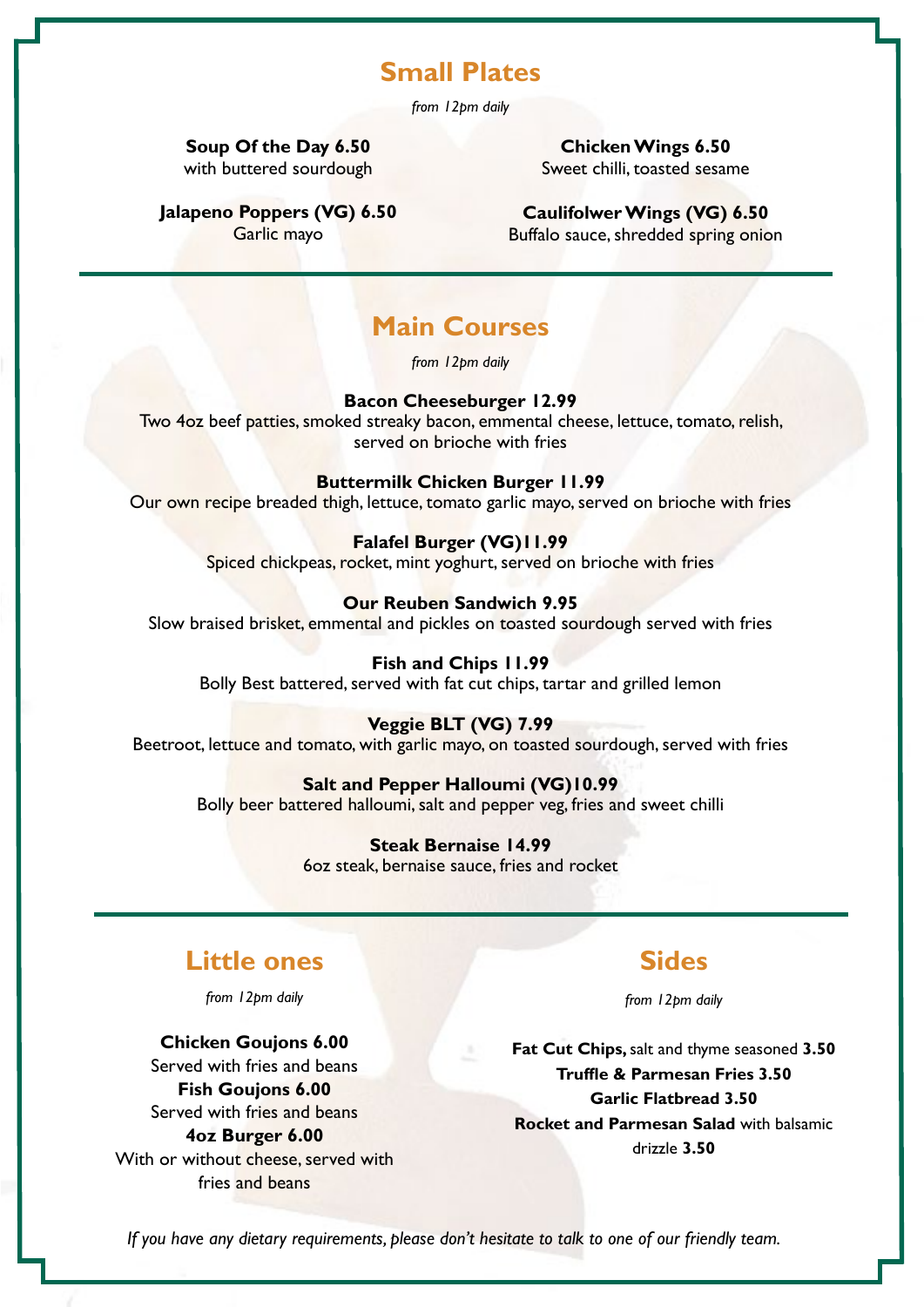## Small Plates

*from 12pm daily*

**Soup Of the Day 6.50**
with buttered sourdough

**Chicken Wings 6.50**
Sweet chilli, toasted sesame

**Jalapeno Poppers (VG) 6.50**
Garlic mayo

**Caulifolwer Wings (VG) 6.50**
Buffalo sauce, shredded spring onion

## Main Courses

*from 12pm daily*

**Bacon Cheeseburger 12.99**
Two 4oz beef patties, smoked streaky bacon, emmental cheese, lettuce, tomato, relish, served on brioche with fries

**Buttermilk Chicken Burger 11.99**
Our own recipe breaded thigh, lettuce, tomato garlic mayo, served on brioche with fries

**Falafel Burger (VG)11.99**
Spiced chickpeas, rocket, mint yoghurt, served on brioche with fries

**Our Reuben Sandwich 9.95**
Slow braised brisket, emmental and pickles on toasted sourdough served with fries

**Fish and Chips 11.99**
Bolly Best battered, served with fat cut chips, tartar and grilled lemon

**Veggie BLT (VG) 7.99**
Beetroot, lettuce and tomato, with garlic mayo, on toasted sourdough, served with fries

**Salt and Pepper Halloumi (VG)10.99**
Bolly beer battered halloumi, salt and pepper veg, fries and sweet chilli

**Steak Bernaise 14.99**
6oz steak, bernaise sauce, fries and rocket

## Little ones

*from 12pm daily*

**Chicken Goujons 6.00**
Served with fries and beans

**Fish Goujons 6.00**
Served with fries and beans

**4oz Burger 6.00**
With or without cheese, served with fries and beans

## Sides

*from 12pm daily*

**Fat Cut Chips,** salt and thyme seasoned **3.50**

**Truffle & Parmesan Fries 3.50**

**Garlic Flatbread 3.50**

**Rocket and Parmesan Salad** with balsamic drizzle **3.50**

*If you have any dietary requirements, please don't hesitate to talk to one of our friendly team.*